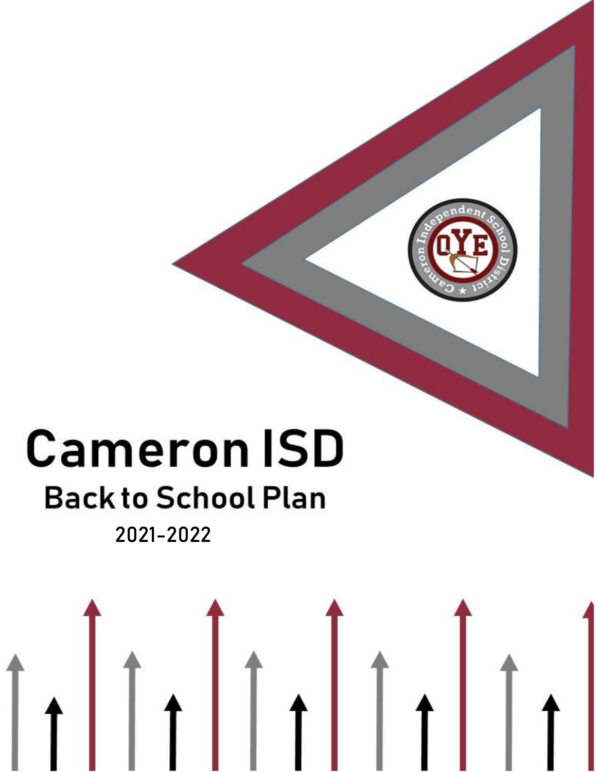# Cameron ISD

## Back to School Plan

2021-2022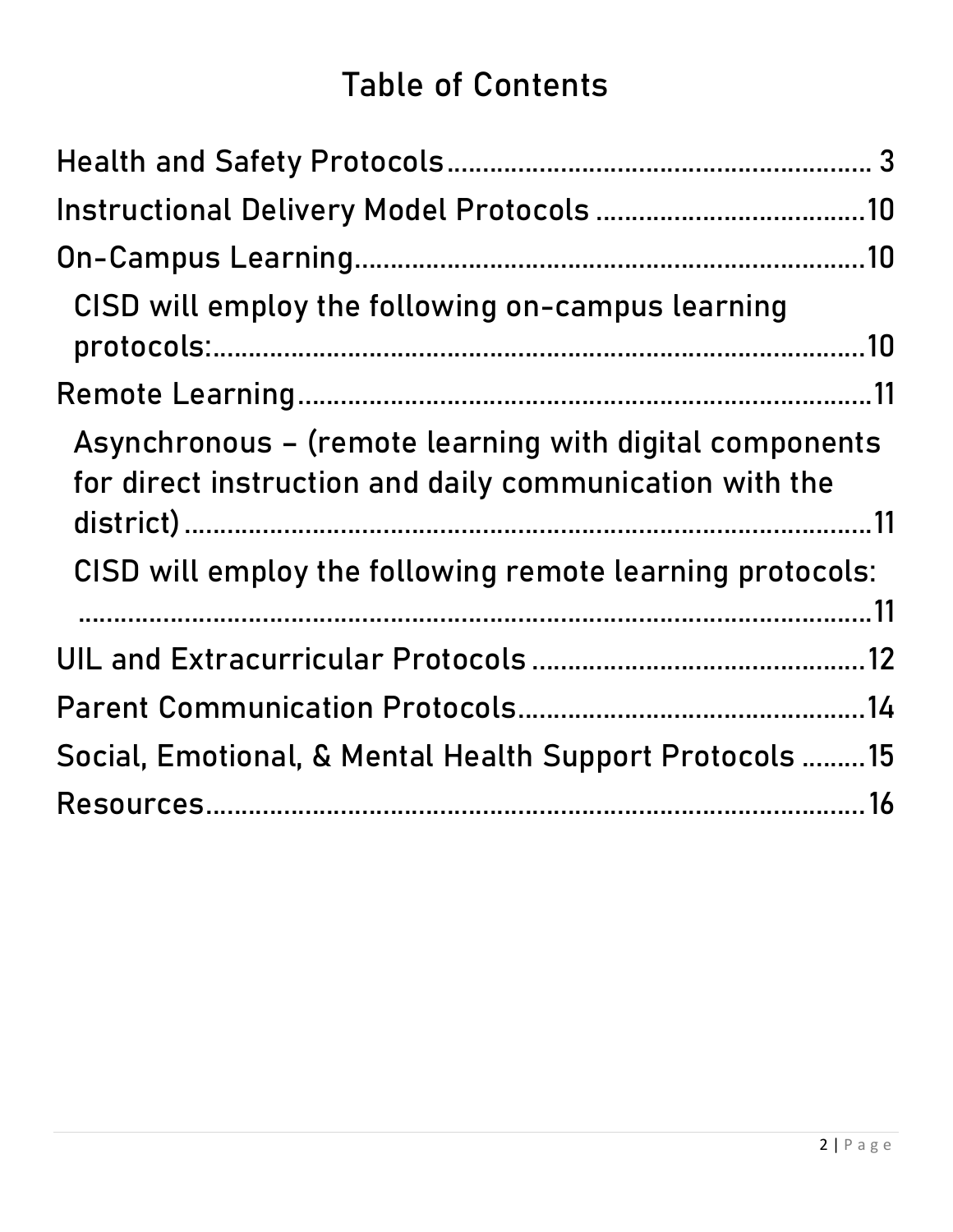# Table of Contents

Health and Safety Protocols .......................................................... 3
Instructional Delivery Model Protocols ......................................10
On-Campus Learning........................................................................10
  CISD will employ the following on-campus learning protocols:..........................................................................................10
Remote Learning................................................................................11
  Asynchronous – (remote learning with digital components for direct instruction and daily communication with the district).........................................................................................11
  CISD will employ the following remote learning protocols: ...............................................................................................................11
UIL and Extracurricular Protocols ................................................12
Parent Communication Protocols...................................................14
Social, Emotional, & Mental Health Support Protocols .........15
Resources............................................................................................16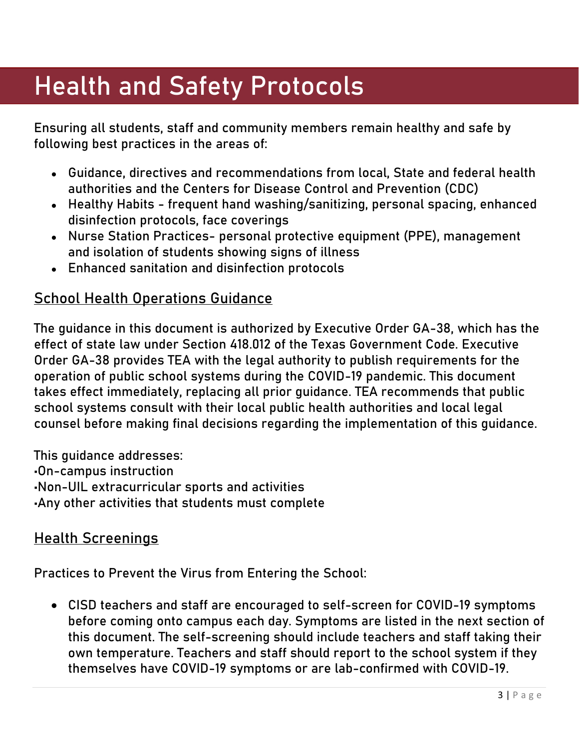# Health and Safety Protocols

Ensuring all students, staff and community members remain healthy and safe by following best practices in the areas of:

- Guidance, directives and recommendations from local, State and federal health authorities and the Centers for Disease Control and Prevention (CDC)
- Healthy Habits - frequent hand washing/sanitizing, personal spacing, enhanced disinfection protocols, face coverings
- Nurse Station Practices- personal protective equipment (PPE), management and isolation of students showing signs of illness
- Enhanced sanitation and disinfection protocols

## School Health Operations Guidance

The guidance in this document is authorized by Executive Order GA-38, which has the effect of state law under Section 418.012 of the Texas Government Code. Executive Order GA-38 provides TEA with the legal authority to publish requirements for the operation of public school systems during the COVID-19 pandemic. This document takes effect immediately, replacing all prior guidance. TEA recommends that public school systems consult with their local public health authorities and local legal counsel before making final decisions regarding the implementation of this guidance.

This guidance addresses:
•On-campus instruction
•Non-UIL extracurricular sports and activities
•Any other activities that students must complete

## Health Screenings

Practices to Prevent the Virus from Entering the School:

- CISD teachers and staff are encouraged to self-screen for COVID-19 symptoms before coming onto campus each day. Symptoms are listed in the next section of this document. The self-screening should include teachers and staff taking their own temperature. Teachers and staff should report to the school system if they themselves have COVID-19 symptoms or are lab-confirmed with COVID-19.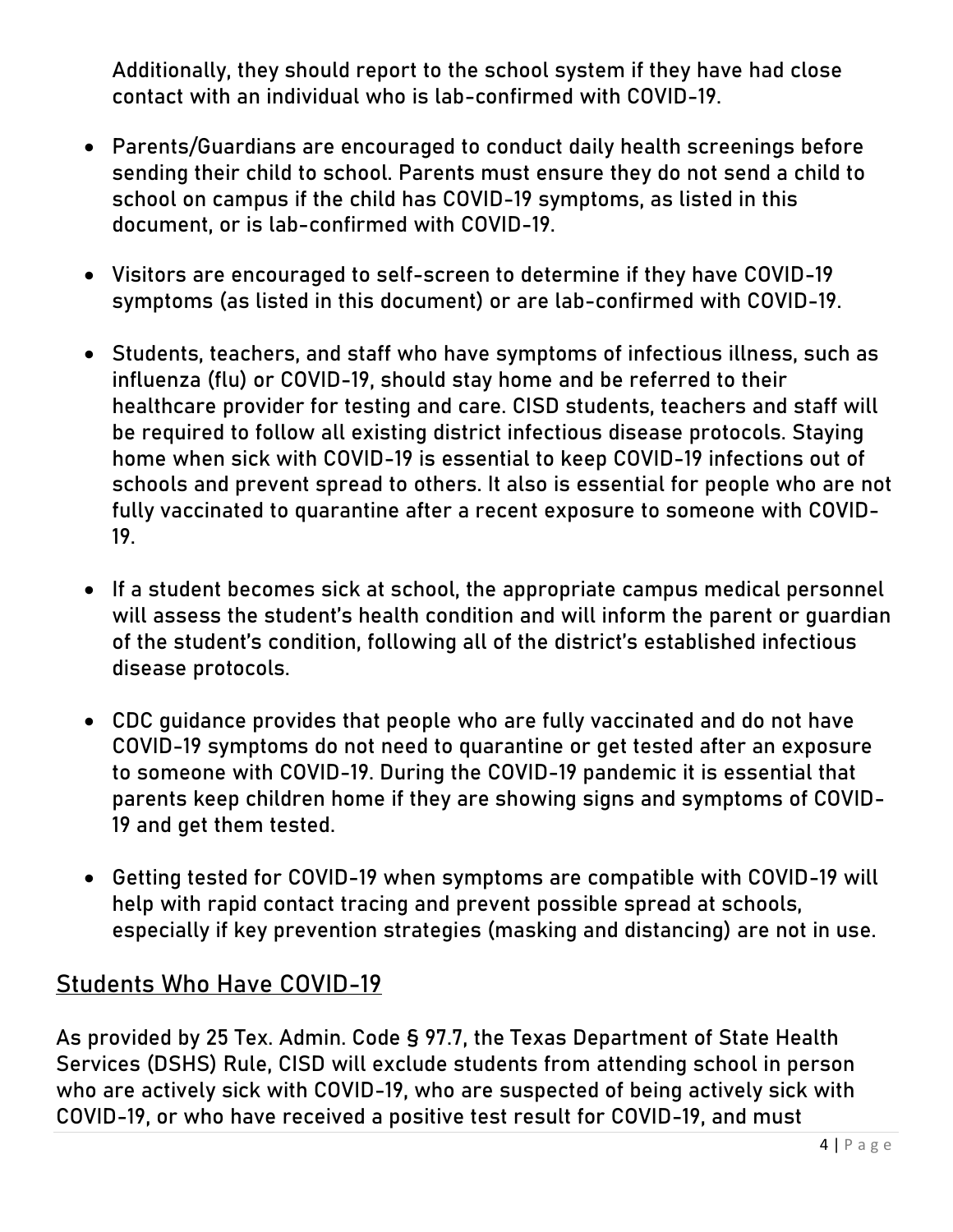Additionally, they should report to the school system if they have had close contact with an individual who is lab-confirmed with COVID-19.

- Parents/Guardians are encouraged to conduct daily health screenings before sending their child to school. Parents must ensure they do not send a child to school on campus if the child has COVID-19 symptoms, as listed in this document, or is lab-confirmed with COVID-19.
- Visitors are encouraged to self-screen to determine if they have COVID-19 symptoms (as listed in this document) or are lab-confirmed with COVID-19.
- Students, teachers, and staff who have symptoms of infectious illness, such as influenza (flu) or COVID-19, should stay home and be referred to their healthcare provider for testing and care. CISD students, teachers and staff will be required to follow all existing district infectious disease protocols. Staying home when sick with COVID-19 is essential to keep COVID-19 infections out of schools and prevent spread to others. It also is essential for people who are not fully vaccinated to quarantine after a recent exposure to someone with COVID-19.
- If a student becomes sick at school, the appropriate campus medical personnel will assess the student's health condition and will inform the parent or guardian of the student's condition, following all of the district's established infectious disease protocols.
- CDC guidance provides that people who are fully vaccinated and do not have COVID-19 symptoms do not need to quarantine or get tested after an exposure to someone with COVID-19. During the COVID-19 pandemic it is essential that parents keep children home if they are showing signs and symptoms of COVID-19 and get them tested.
- Getting tested for COVID-19 when symptoms are compatible with COVID-19 will help with rapid contact tracing and prevent possible spread at schools, especially if key prevention strategies (masking and distancing) are not in use.

## Students Who Have COVID-19

As provided by 25 Tex. Admin. Code § 97.7, the Texas Department of State Health Services (DSHS) Rule, CISD will exclude students from attending school in person who are actively sick with COVID-19, who are suspected of being actively sick with COVID-19, or who have received a positive test result for COVID-19, and must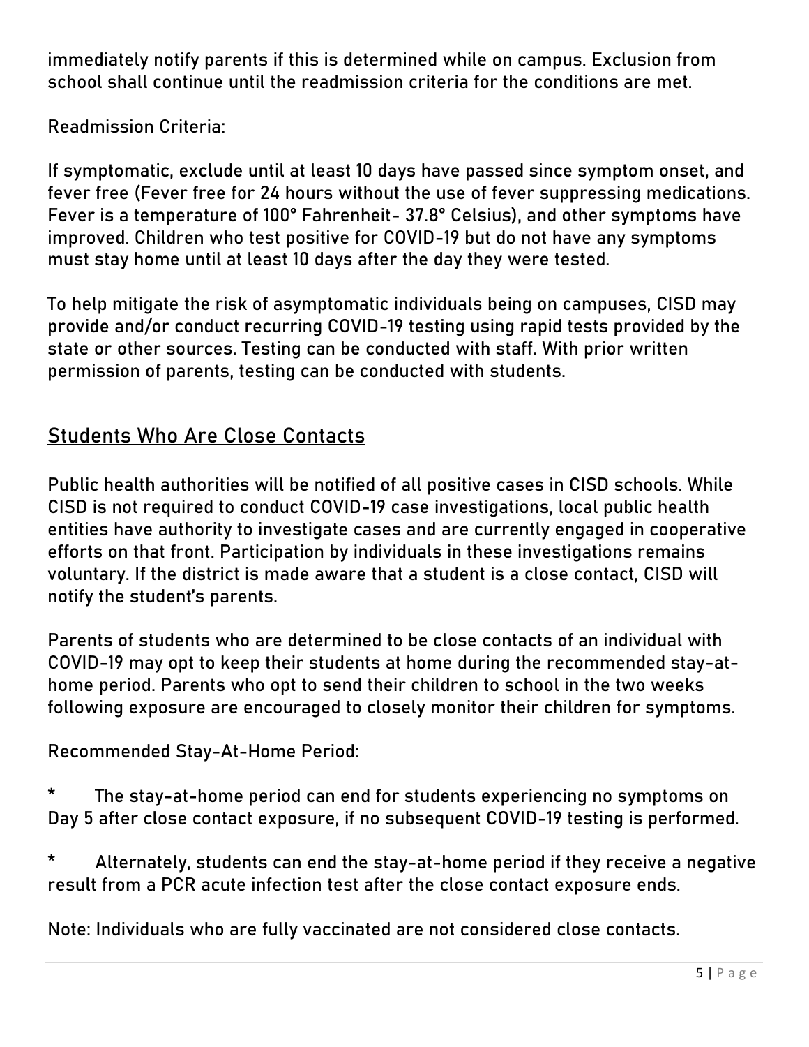immediately notify parents if this is determined while on campus. Exclusion from school shall continue until the readmission criteria for the conditions are met.

Readmission Criteria:

If symptomatic, exclude until at least 10 days have passed since symptom onset, and fever free (Fever free for 24 hours without the use of fever suppressing medications. Fever is a temperature of 100° Fahrenheit- 37.8° Celsius), and other symptoms have improved. Children who test positive for COVID-19 but do not have any symptoms must stay home until at least 10 days after the day they were tested.

To help mitigate the risk of asymptomatic individuals being on campuses, CISD may provide and/or conduct recurring COVID-19 testing using rapid tests provided by the state or other sources. Testing can be conducted with staff. With prior written permission of parents, testing can be conducted with students.

## Students Who Are Close Contacts

Public health authorities will be notified of all positive cases in CISD schools. While CISD is not required to conduct COVID-19 case investigations, local public health entities have authority to investigate cases and are currently engaged in cooperative efforts on that front. Participation by individuals in these investigations remains voluntary. If the district is made aware that a student is a close contact, CISD will notify the student's parents.

Parents of students who are determined to be close contacts of an individual with COVID-19 may opt to keep their students at home during the recommended stay-at-home period. Parents who opt to send their children to school in the two weeks following exposure are encouraged to closely monitor their children for symptoms.

Recommended Stay-At-Home Period:

* The stay-at-home period can end for students experiencing no symptoms on Day 5 after close contact exposure, if no subsequent COVID-19 testing is performed.

* Alternately, students can end the stay-at-home period if they receive a negative result from a PCR acute infection test after the close contact exposure ends.

Note: Individuals who are fully vaccinated are not considered close contacts.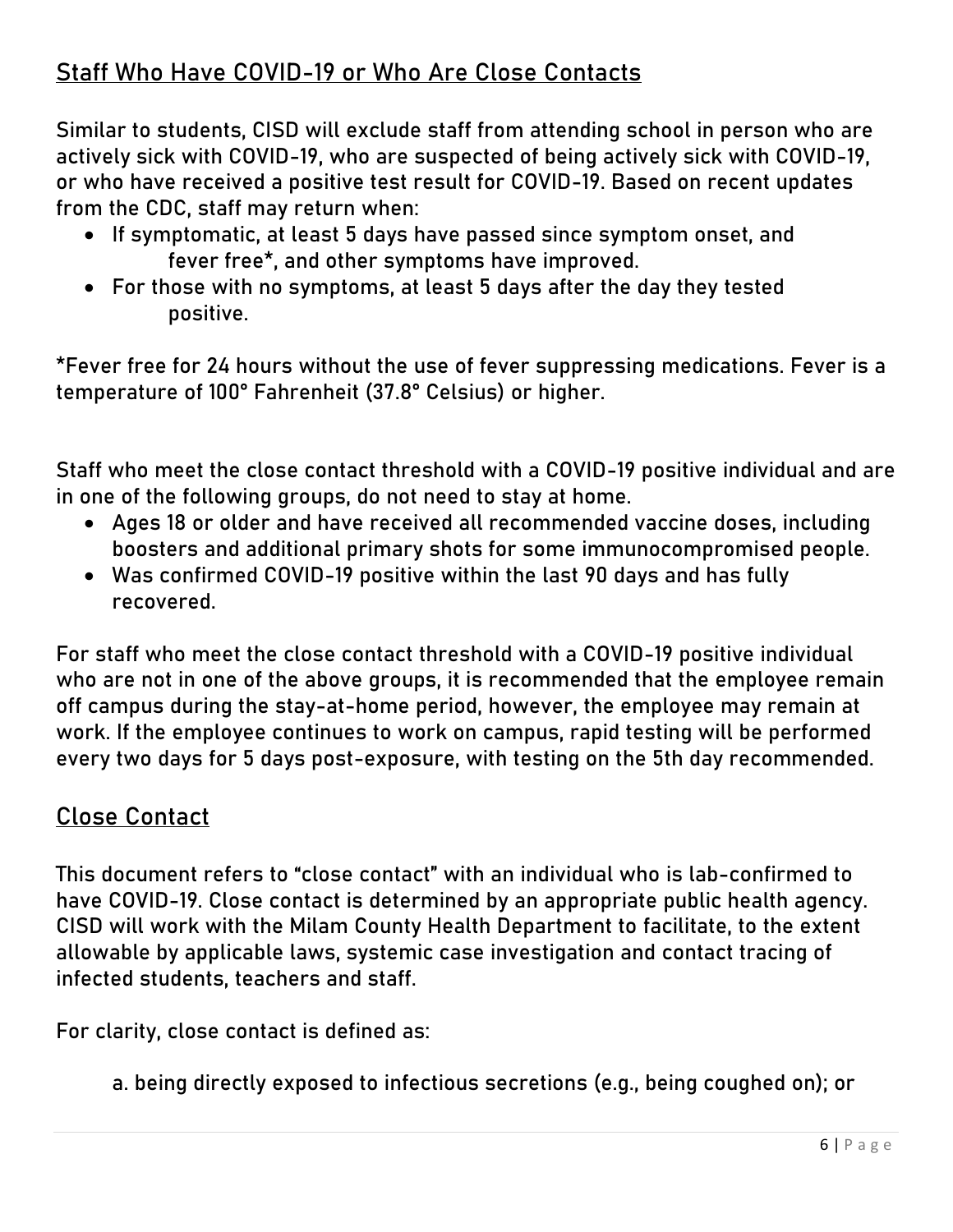## Staff Who Have COVID-19 or Who Are Close Contacts

Similar to students, CISD will exclude staff from attending school in person who are actively sick with COVID-19, who are suspected of being actively sick with COVID-19, or who have received a positive test result for COVID-19. Based on recent updates from the CDC, staff may return when:

- If symptomatic, at least 5 days have passed since symptom onset, and fever free*, and other symptoms have improved.
- For those with no symptoms, at least 5 days after the day they tested positive.

*Fever free for 24 hours without the use of fever suppressing medications. Fever is a temperature of 100° Fahrenheit (37.8° Celsius) or higher.

Staff who meet the close contact threshold with a COVID-19 positive individual and are in one of the following groups, do not need to stay at home.

- Ages 18 or older and have received all recommended vaccine doses, including boosters and additional primary shots for some immunocompromised people.
- Was confirmed COVID-19 positive within the last 90 days and has fully recovered.

For staff who meet the close contact threshold with a COVID-19 positive individual who are not in one of the above groups, it is recommended that the employee remain off campus during the stay-at-home period, however, the employee may remain at work. If the employee continues to work on campus, rapid testing will be performed every two days for 5 days post-exposure, with testing on the 5th day recommended.

## Close Contact

This document refers to "close contact" with an individual who is lab-confirmed to have COVID-19. Close contact is determined by an appropriate public health agency. CISD will work with the Milam County Health Department to facilitate, to the extent allowable by applicable laws, systemic case investigation and contact tracing of infected students, teachers and staff.

For clarity, close contact is defined as:

a. being directly exposed to infectious secretions (e.g., being coughed on); or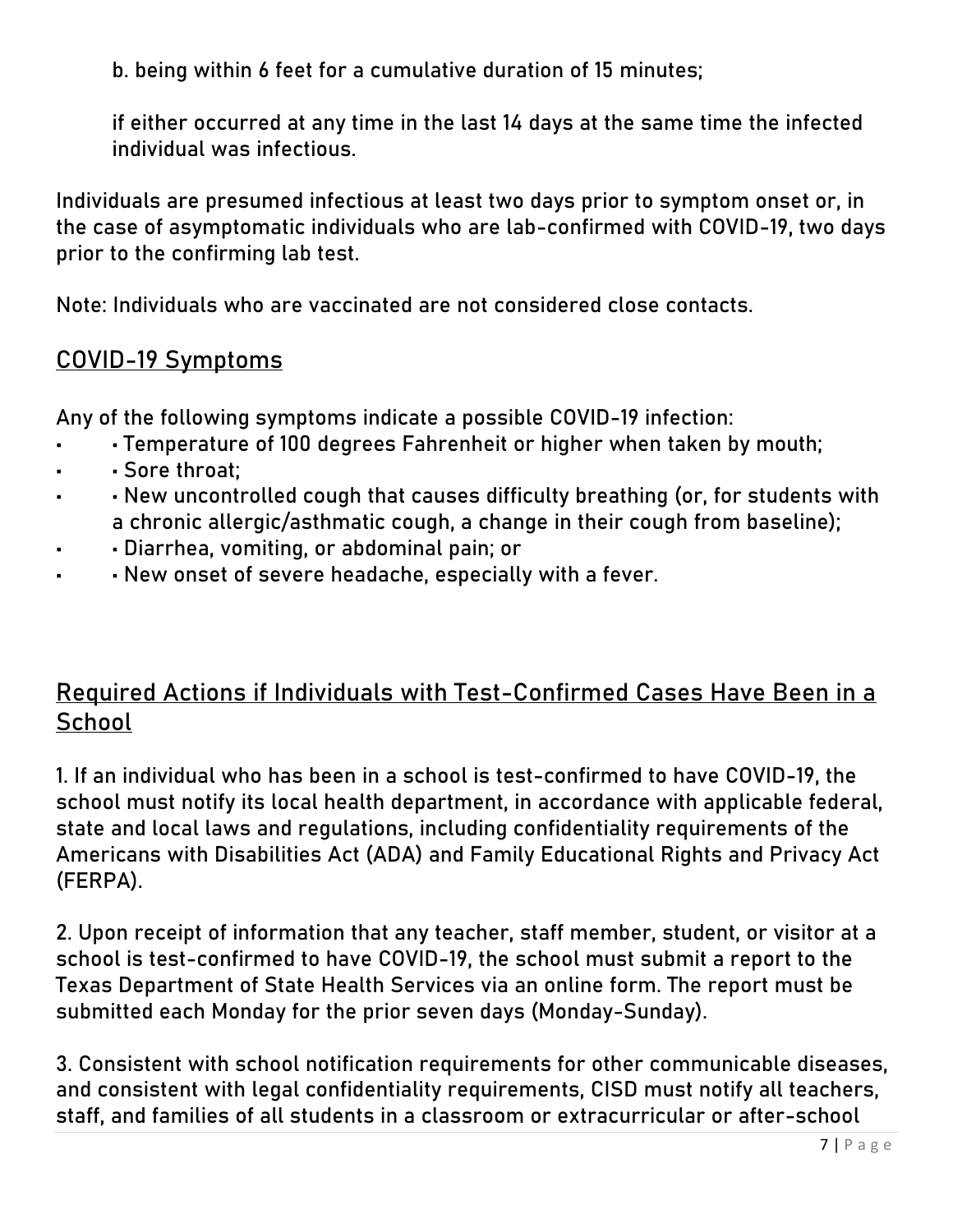b. being within 6 feet for a cumulative duration of 15 minutes;

if either occurred at any time in the last 14 days at the same time the infected individual was infectious.

Individuals are presumed infectious at least two days prior to symptom onset or, in the case of asymptomatic individuals who are lab-confirmed with COVID-19, two days prior to the confirming lab test.

Note: Individuals who are vaccinated are not considered close contacts.

## COVID-19 Symptoms

Any of the following symptoms indicate a possible COVID-19 infection:

- • Temperature of 100 degrees Fahrenheit or higher when taken by mouth;
- • Sore throat;
- • New uncontrolled cough that causes difficulty breathing (or, for students with a chronic allergic/asthmatic cough, a change in their cough from baseline);
- • Diarrhea, vomiting, or abdominal pain; or
- • New onset of severe headache, especially with a fever.

## Required Actions if Individuals with Test-Confirmed Cases Have Been in a School

1. If an individual who has been in a school is test-confirmed to have COVID-19, the school must notify its local health department, in accordance with applicable federal, state and local laws and regulations, including confidentiality requirements of the Americans with Disabilities Act (ADA) and Family Educational Rights and Privacy Act (FERPA).

2. Upon receipt of information that any teacher, staff member, student, or visitor at a school is test-confirmed to have COVID-19, the school must submit a report to the Texas Department of State Health Services via an online form. The report must be submitted each Monday for the prior seven days (Monday-Sunday).

3. Consistent with school notification requirements for other communicable diseases, and consistent with legal confidentiality requirements, CISD must notify all teachers, staff, and families of all students in a classroom or extracurricular or after-school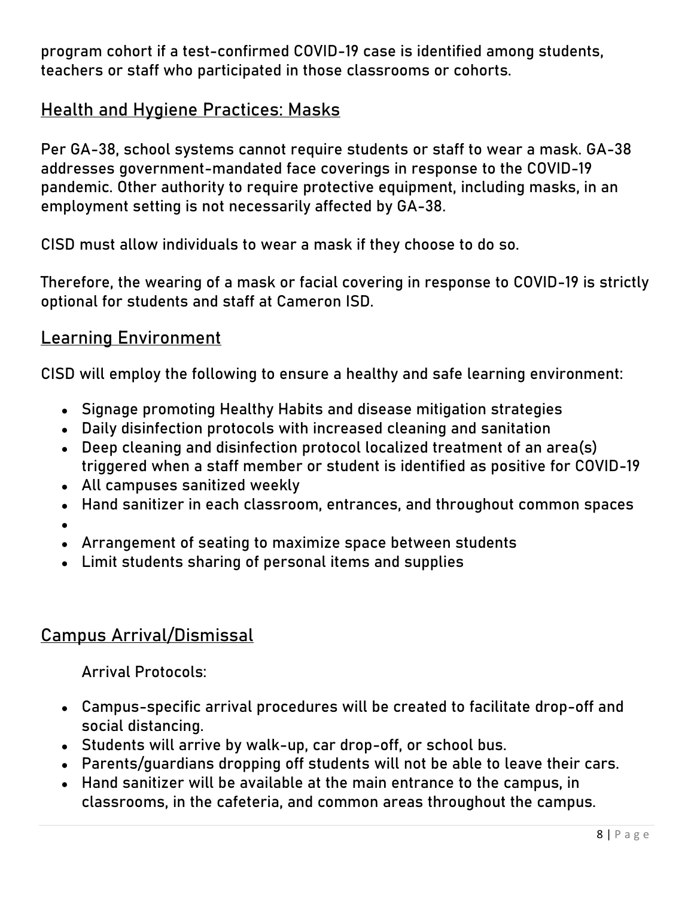program cohort if a test-confirmed COVID-19 case is identified among students, teachers or staff who participated in those classrooms or cohorts.

## Health and Hygiene Practices: Masks

Per GA-38, school systems cannot require students or staff to wear a mask. GA-38 addresses government-mandated face coverings in response to the COVID-19 pandemic. Other authority to require protective equipment, including masks, in an employment setting is not necessarily affected by GA-38.

CISD must allow individuals to wear a mask if they choose to do so.

Therefore, the wearing of a mask or facial covering in response to COVID-19 is strictly optional for students and staff at Cameron ISD.

## Learning Environment

CISD will employ the following to ensure a healthy and safe learning environment:

- Signage promoting Healthy Habits and disease mitigation strategies
- Daily disinfection protocols with increased cleaning and sanitation
- Deep cleaning and disinfection protocol localized treatment of an area(s) triggered when a staff member or student is identified as positive for COVID-19
- All campuses sanitized weekly
- Hand sanitizer in each classroom, entrances, and throughout common spaces
- Arrangement of seating to maximize space between students
- Limit students sharing of personal items and supplies

## Campus Arrival/Dismissal

Arrival Protocols:

- Campus-specific arrival procedures will be created to facilitate drop-off and social distancing.
- Students will arrive by walk-up, car drop-off, or school bus.
- Parents/guardians dropping off students will not be able to leave their cars.
- Hand sanitizer will be available at the main entrance to the campus, in classrooms, in the cafeteria, and common areas throughout the campus.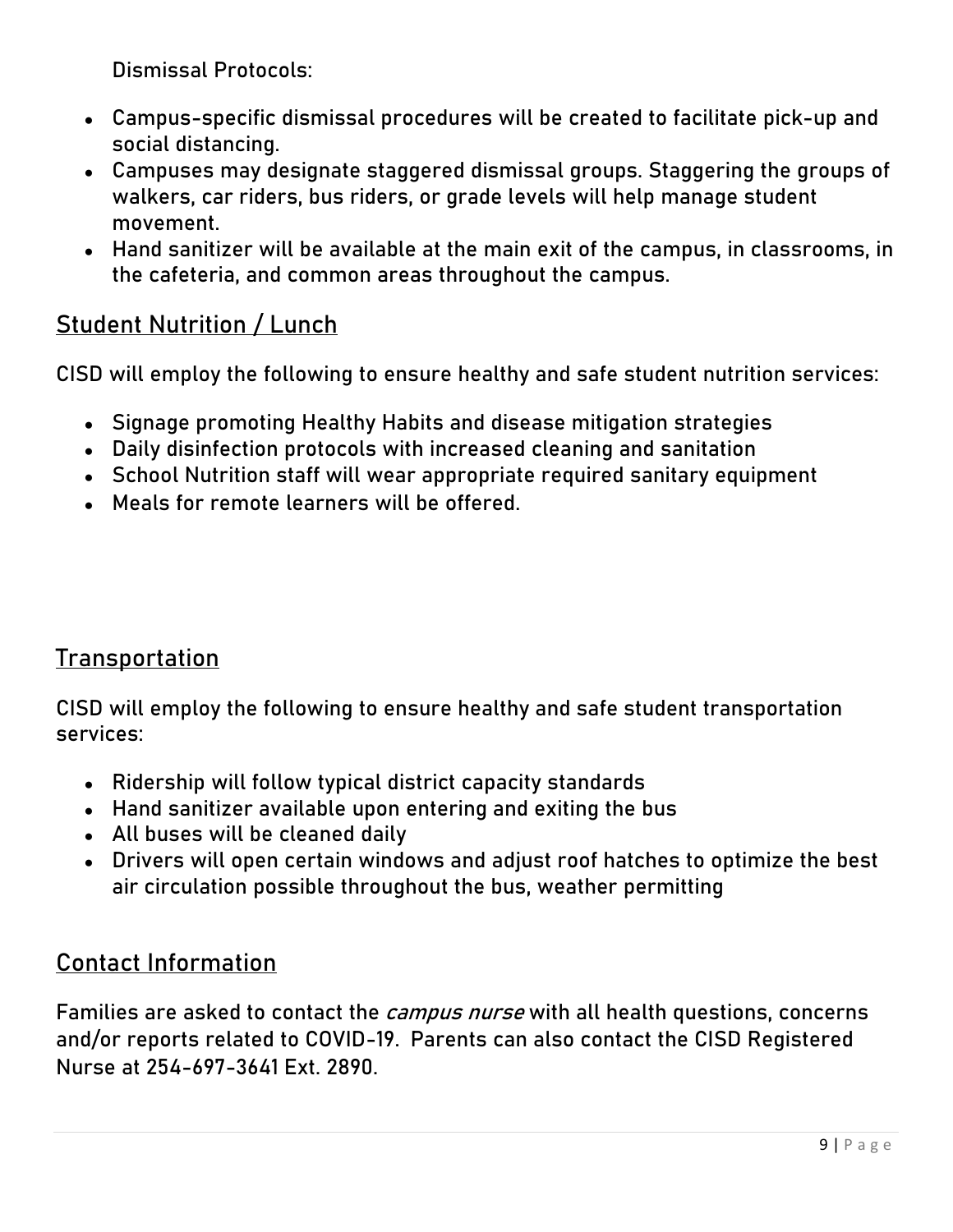Dismissal Protocols:

- Campus-specific dismissal procedures will be created to facilitate pick-up and social distancing.
- Campuses may designate staggered dismissal groups. Staggering the groups of walkers, car riders, bus riders, or grade levels will help manage student movement.
- Hand sanitizer will be available at the main exit of the campus, in classrooms, in the cafeteria, and common areas throughout the campus.

## Student Nutrition / Lunch

CISD will employ the following to ensure healthy and safe student nutrition services:

- Signage promoting Healthy Habits and disease mitigation strategies
- Daily disinfection protocols with increased cleaning and sanitation
- School Nutrition staff will wear appropriate required sanitary equipment
- Meals for remote learners will be offered.

## Transportation

CISD will employ the following to ensure healthy and safe student transportation services:

- Ridership will follow typical district capacity standards
- Hand sanitizer available upon entering and exiting the bus
- All buses will be cleaned daily
- Drivers will open certain windows and adjust roof hatches to optimize the best air circulation possible throughout the bus, weather permitting

## Contact Information

Families are asked to contact the *campus nurse* with all health questions, concerns and/or reports related to COVID-19. Parents can also contact the CISD Registered Nurse at 254-697-3641 Ext. 2890.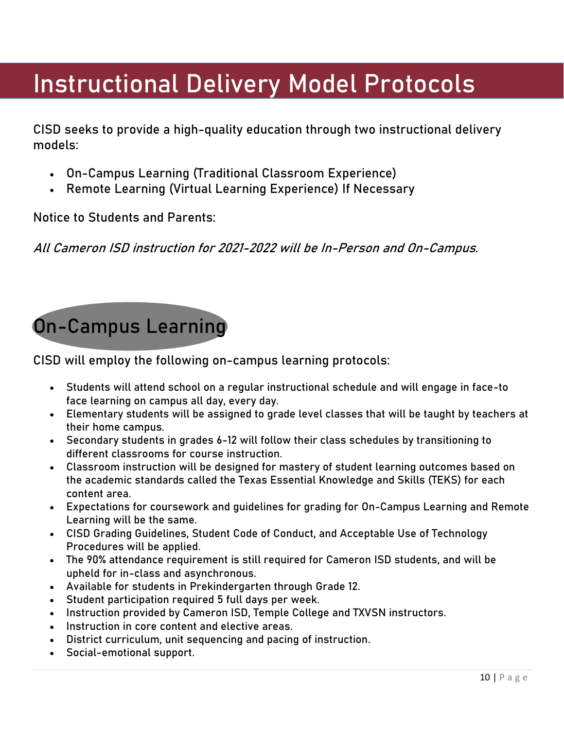# Instructional Delivery Model Protocols

CISD seeks to provide a high-quality education through two instructional delivery models:

- On-Campus Learning (Traditional Classroom Experience)
- Remote Learning (Virtual Learning Experience) If Necessary

Notice to Students and Parents:

*All Cameron ISD instruction for 2021-2022 will be In-Person and On-Campus.*

## On-Campus Learning

CISD will employ the following on-campus learning protocols:

- Students will attend school on a regular instructional schedule and will engage in face-to face learning on campus all day, every day.
- Elementary students will be assigned to grade level classes that will be taught by teachers at their home campus.
- Secondary students in grades 6-12 will follow their class schedules by transitioning to different classrooms for course instruction.
- Classroom instruction will be designed for mastery of student learning outcomes based on the academic standards called the Texas Essential Knowledge and Skills (TEKS) for each content area.
- Expectations for coursework and guidelines for grading for On-Campus Learning and Remote Learning will be the same.
- CISD Grading Guidelines, Student Code of Conduct, and Acceptable Use of Technology Procedures will be applied.
- The 90% attendance requirement is still required for Cameron ISD students, and will be upheld for in-class and asynchronous.
- Available for students in Prekindergarten through Grade 12.
- Student participation required 5 full days per week.
- Instruction provided by Cameron ISD, Temple College and TXVSN instructors.
- Instruction in core content and elective areas.
- District curriculum, unit sequencing and pacing of instruction.
- Social-emotional support.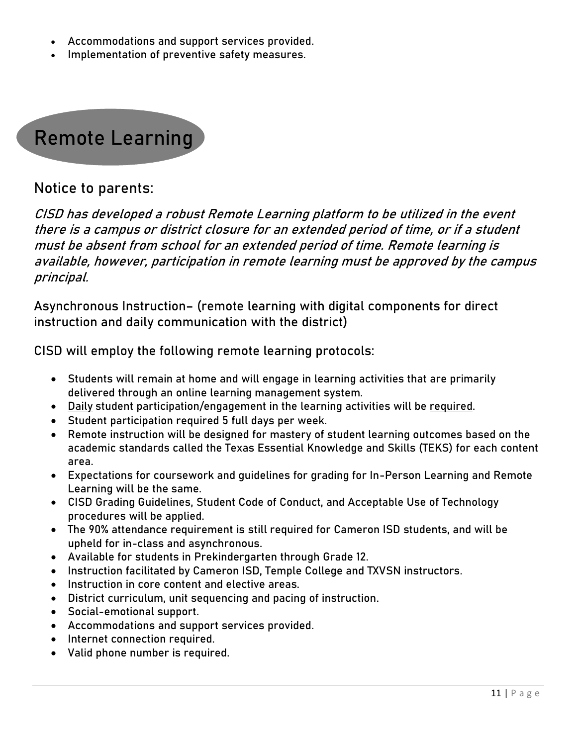- Accommodations and support services provided.
- Implementation of preventive safety measures.

# Remote Learning

## Notice to parents:

*CISD has developed a robust Remote Learning platform to be utilized in the event there is a campus or district closure for an extended period of time, or if a student must be absent from school for an extended period of time. Remote learning is available, however, participation in remote learning must be approved by the campus principal.*

Asynchronous Instruction– (remote learning with digital components for direct instruction and daily communication with the district)

CISD will employ the following remote learning protocols:

- Students will remain at home and will engage in learning activities that are primarily delivered through an online learning management system.
- Daily student participation/engagement in the learning activities will be required.
- Student participation required 5 full days per week.
- Remote instruction will be designed for mastery of student learning outcomes based on the academic standards called the Texas Essential Knowledge and Skills (TEKS) for each content area.
- Expectations for coursework and guidelines for grading for In-Person Learning and Remote Learning will be the same.
- CISD Grading Guidelines, Student Code of Conduct, and Acceptable Use of Technology procedures will be applied.
- The 90% attendance requirement is still required for Cameron ISD students, and will be upheld for in-class and asynchronous.
- Available for students in Prekindergarten through Grade 12.
- Instruction facilitated by Cameron ISD, Temple College and TXVSN instructors.
- Instruction in core content and elective areas.
- District curriculum, unit sequencing and pacing of instruction.
- Social-emotional support.
- Accommodations and support services provided.
- Internet connection required.
- Valid phone number is required.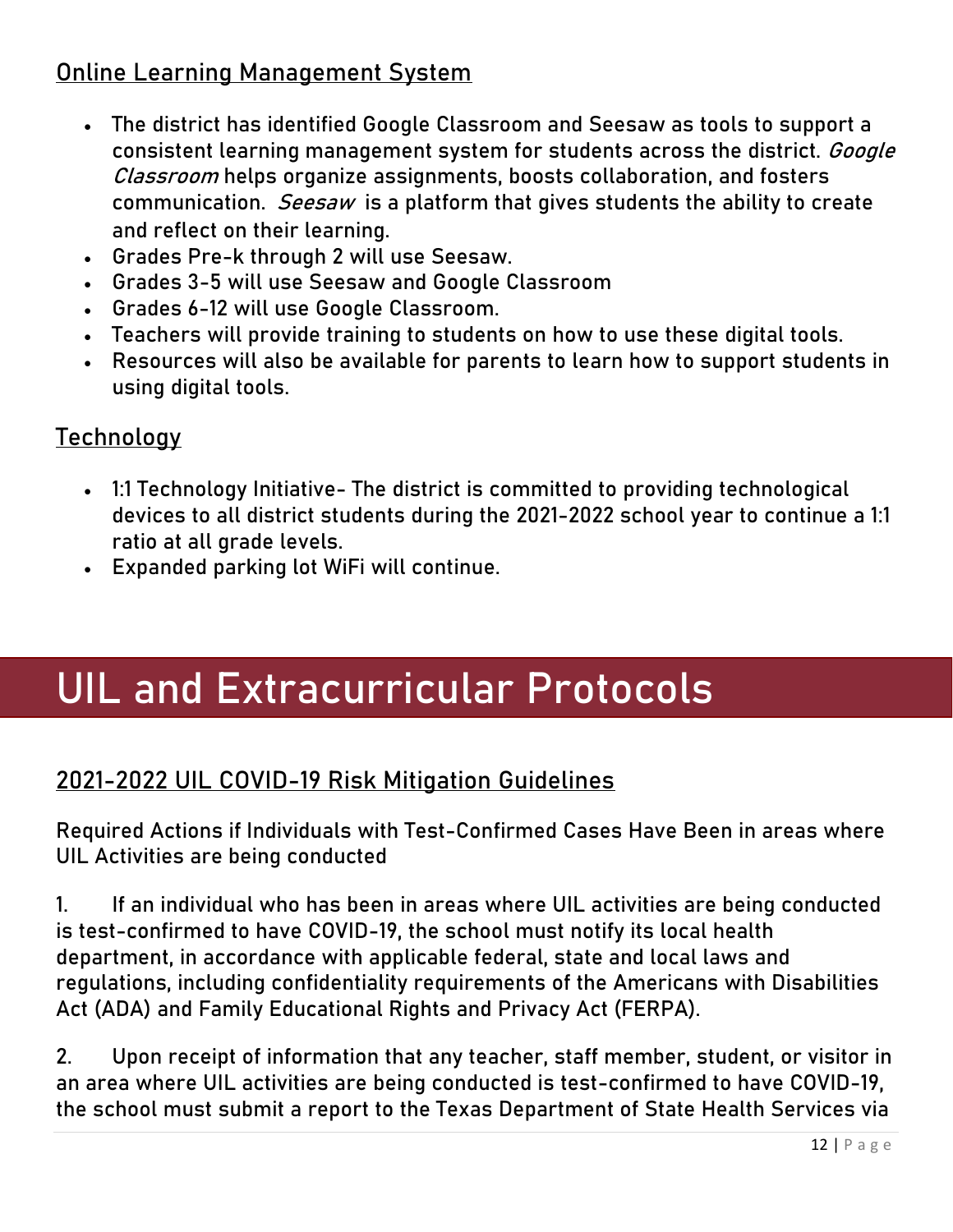## Online Learning Management System

- The district has identified Google Classroom and Seesaw as tools to support a consistent learning management system for students across the district. *Google Classroom* helps organize assignments, boosts collaboration, and fosters communication. *Seesaw* is a platform that gives students the ability to create and reflect on their learning.
- Grades Pre-k through 2 will use Seesaw.
- Grades 3-5 will use Seesaw and Google Classroom
- Grades 6-12 will use Google Classroom.
- Teachers will provide training to students on how to use these digital tools.
- Resources will also be available for parents to learn how to support students in using digital tools.

## Technology

- 1:1 Technology Initiative- The district is committed to providing technological devices to all district students during the 2021-2022 school year to continue a 1:1 ratio at all grade levels.
- Expanded parking lot WiFi will continue.

# UIL and Extracurricular Protocols

## 2021-2022 UIL COVID-19 Risk Mitigation Guidelines

Required Actions if Individuals with Test-Confirmed Cases Have Been in areas where UIL Activities are being conducted

1. If an individual who has been in areas where UIL activities are being conducted is test-confirmed to have COVID-19, the school must notify its local health department, in accordance with applicable federal, state and local laws and regulations, including confidentiality requirements of the Americans with Disabilities Act (ADA) and Family Educational Rights and Privacy Act (FERPA).

2. Upon receipt of information that any teacher, staff member, student, or visitor in an area where UIL activities are being conducted is test-confirmed to have COVID-19, the school must submit a report to the Texas Department of State Health Services via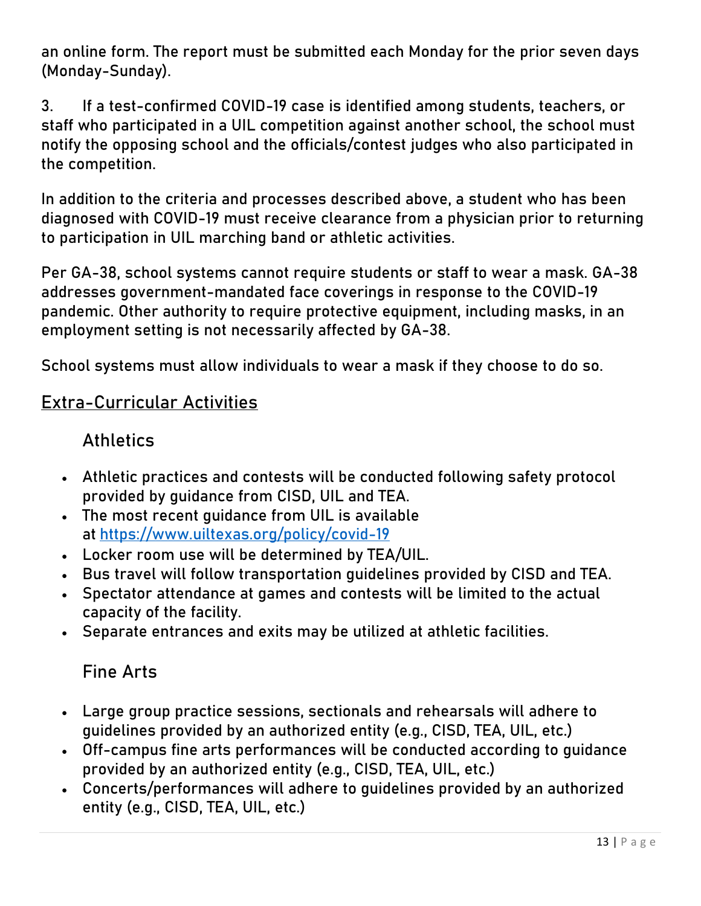an online form. The report must be submitted each Monday for the prior seven days (Monday-Sunday).

3. If a test-confirmed COVID-19 case is identified among students, teachers, or staff who participated in a UIL competition against another school, the school must notify the opposing school and the officials/contest judges who also participated in the competition.

In addition to the criteria and processes described above, a student who has been diagnosed with COVID-19 must receive clearance from a physician prior to returning to participation in UIL marching band or athletic activities.

Per GA-38, school systems cannot require students or staff to wear a mask. GA-38 addresses government-mandated face coverings in response to the COVID-19 pandemic. Other authority to require protective equipment, including masks, in an employment setting is not necessarily affected by GA-38.

School systems must allow individuals to wear a mask if they choose to do so.

## Extra-Curricular Activities

### Athletics

- Athletic practices and contests will be conducted following safety protocol provided by guidance from CISD, UIL and TEA.
- The most recent guidance from UIL is available at [https://www.uiltexas.org/policy/covid-19](https://www.uiltexas.org/policy/covid-19)
- Locker room use will be determined by TEA/UIL.
- Bus travel will follow transportation guidelines provided by CISD and TEA.
- Spectator attendance at games and contests will be limited to the actual capacity of the facility.
- Separate entrances and exits may be utilized at athletic facilities.

### Fine Arts

- Large group practice sessions, sectionals and rehearsals will adhere to guidelines provided by an authorized entity (e.g., CISD, TEA, UIL, etc.)
- Off-campus fine arts performances will be conducted according to guidance provided by an authorized entity (e.g., CISD, TEA, UIL, etc.)
- Concerts/performances will adhere to guidelines provided by an authorized entity (e.g., CISD, TEA, UIL, etc.)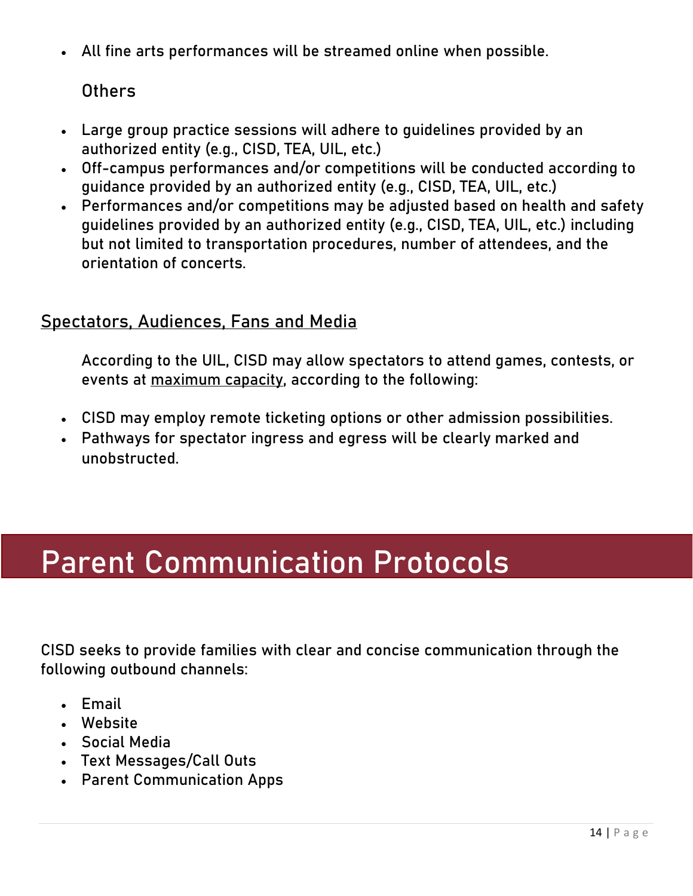- All fine arts performances will be streamed online when possible.

### Others

- Large group practice sessions will adhere to guidelines provided by an authorized entity (e.g., CISD, TEA, UIL, etc.)
- Off-campus performances and/or competitions will be conducted according to guidance provided by an authorized entity (e.g., CISD, TEA, UIL, etc.)
- Performances and/or competitions may be adjusted based on health and safety guidelines provided by an authorized entity (e.g., CISD, TEA, UIL, etc.) including but not limited to transportation procedures, number of attendees, and the orientation of concerts.

## Spectators, Audiences, Fans and Media

According to the UIL, CISD may allow spectators to attend games, contests, or events at maximum capacity, according to the following:

- CISD may employ remote ticketing options or other admission possibilities.
- Pathways for spectator ingress and egress will be clearly marked and unobstructed.

# Parent Communication Protocols

CISD seeks to provide families with clear and concise communication through the following outbound channels:

- Email
- Website
- Social Media
- Text Messages/Call Outs
- Parent Communication Apps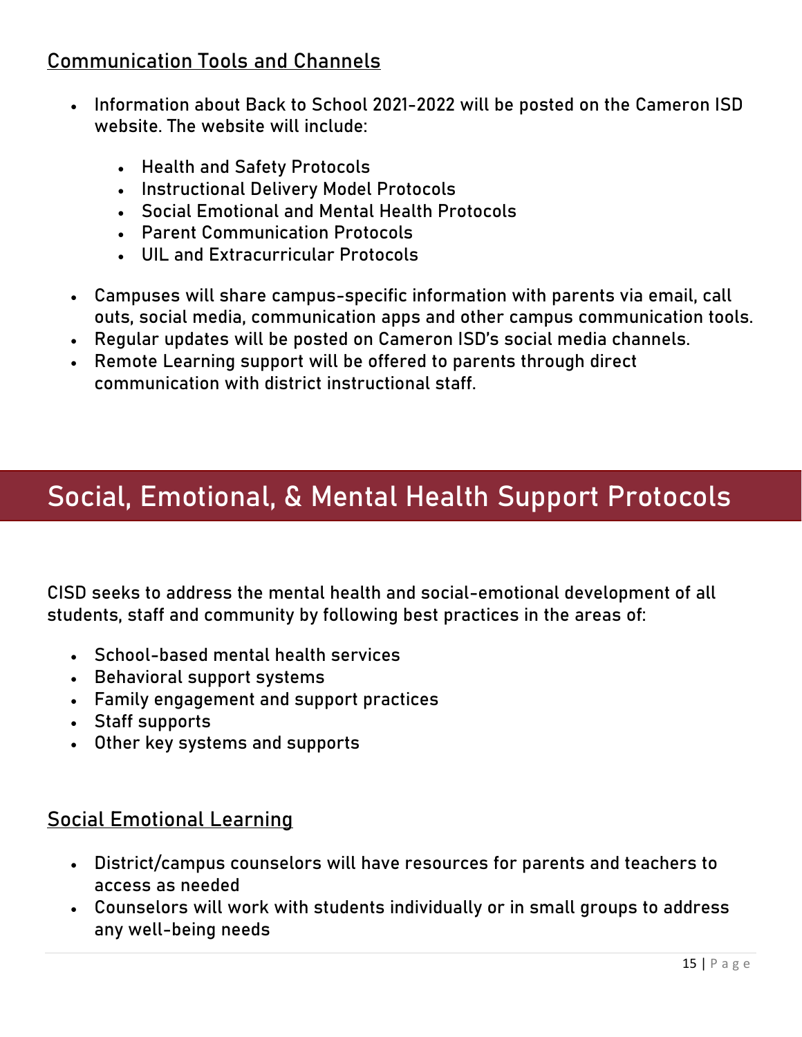## Communication Tools and Channels

- Information about Back to School 2021-2022 will be posted on the Cameron ISD website. The website will include:
  - Health and Safety Protocols
  - Instructional Delivery Model Protocols
  - Social Emotional and Mental Health Protocols
  - Parent Communication Protocols
  - UIL and Extracurricular Protocols
- Campuses will share campus-specific information with parents via email, call outs, social media, communication apps and other campus communication tools.
- Regular updates will be posted on Cameron ISD's social media channels.
- Remote Learning support will be offered to parents through direct communication with district instructional staff.

# Social, Emotional, & Mental Health Support Protocols

CISD seeks to address the mental health and social-emotional development of all students, staff and community by following best practices in the areas of:

- School-based mental health services
- Behavioral support systems
- Family engagement and support practices
- Staff supports
- Other key systems and supports

## Social Emotional Learning

- District/campus counselors will have resources for parents and teachers to access as needed
- Counselors will work with students individually or in small groups to address any well-being needs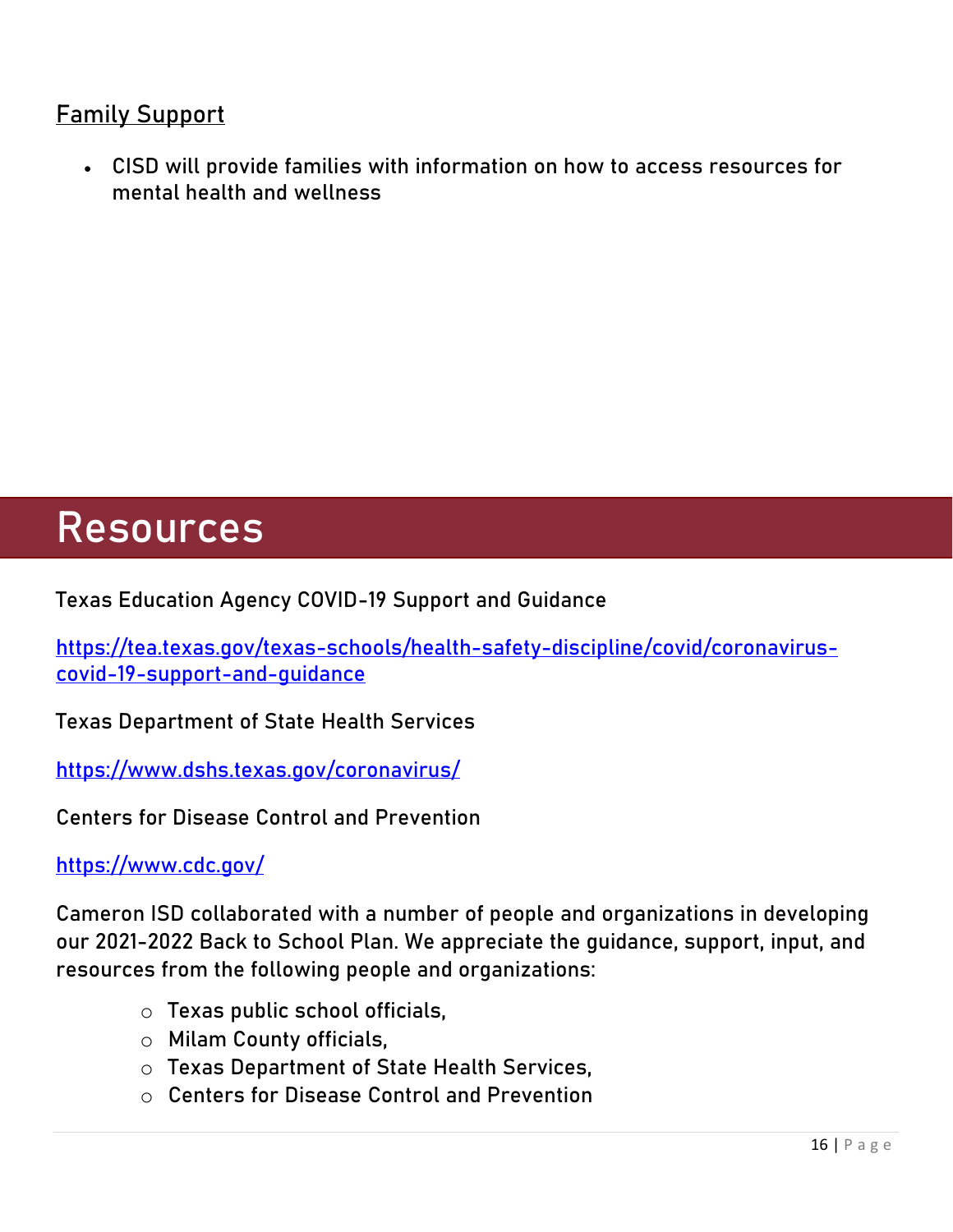## Family Support

- CISD will provide families with information on how to access resources for mental health and wellness

# Resources

Texas Education Agency COVID-19 Support and Guidance

https://tea.texas.gov/texas-schools/health-safety-discipline/covid/coronavirus-covid-19-support-and-guidance

Texas Department of State Health Services

https://www.dshs.texas.gov/coronavirus/

Centers for Disease Control and Prevention

https://www.cdc.gov/

Cameron ISD collaborated with a number of people and organizations in developing our 2021-2022 Back to School Plan. We appreciate the guidance, support, input, and resources from the following people and organizations:

- Texas public school officials,
- Milam County officials,
- Texas Department of State Health Services,
- Centers for Disease Control and Prevention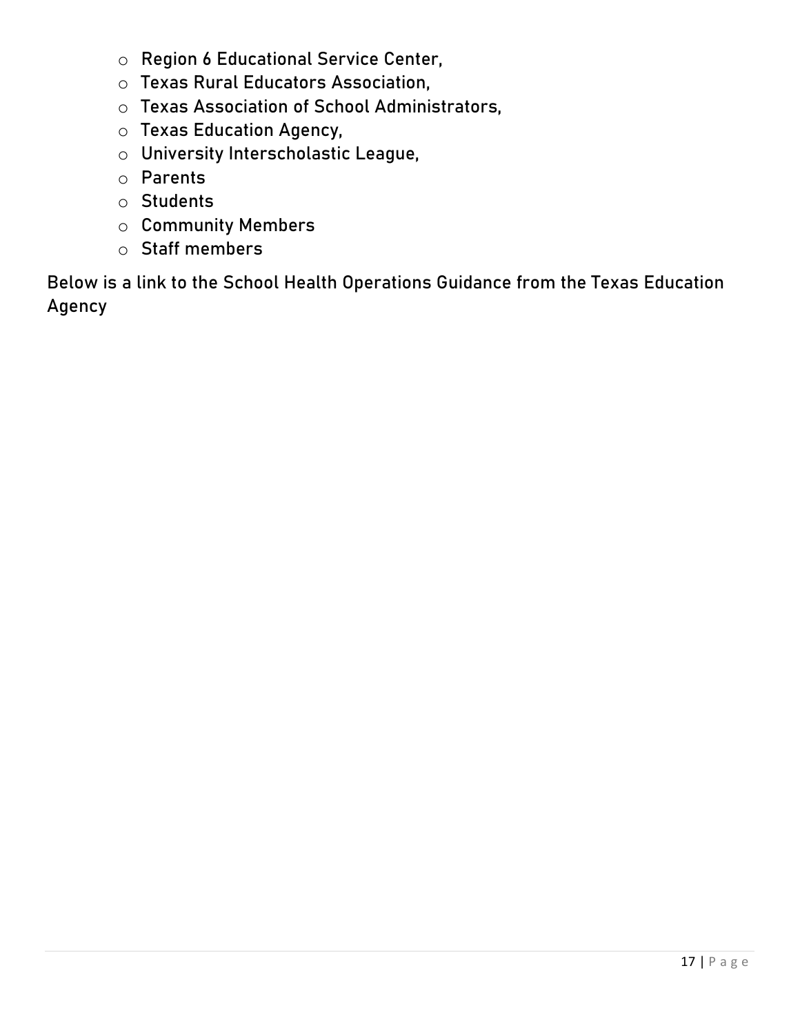- Region 6 Educational Service Center,
- Texas Rural Educators Association,
- Texas Association of School Administrators,
- Texas Education Agency,
- University Interscholastic League,
- Parents
- Students
- Community Members
- Staff members

Below is a link to the School Health Operations Guidance from the Texas Education Agency